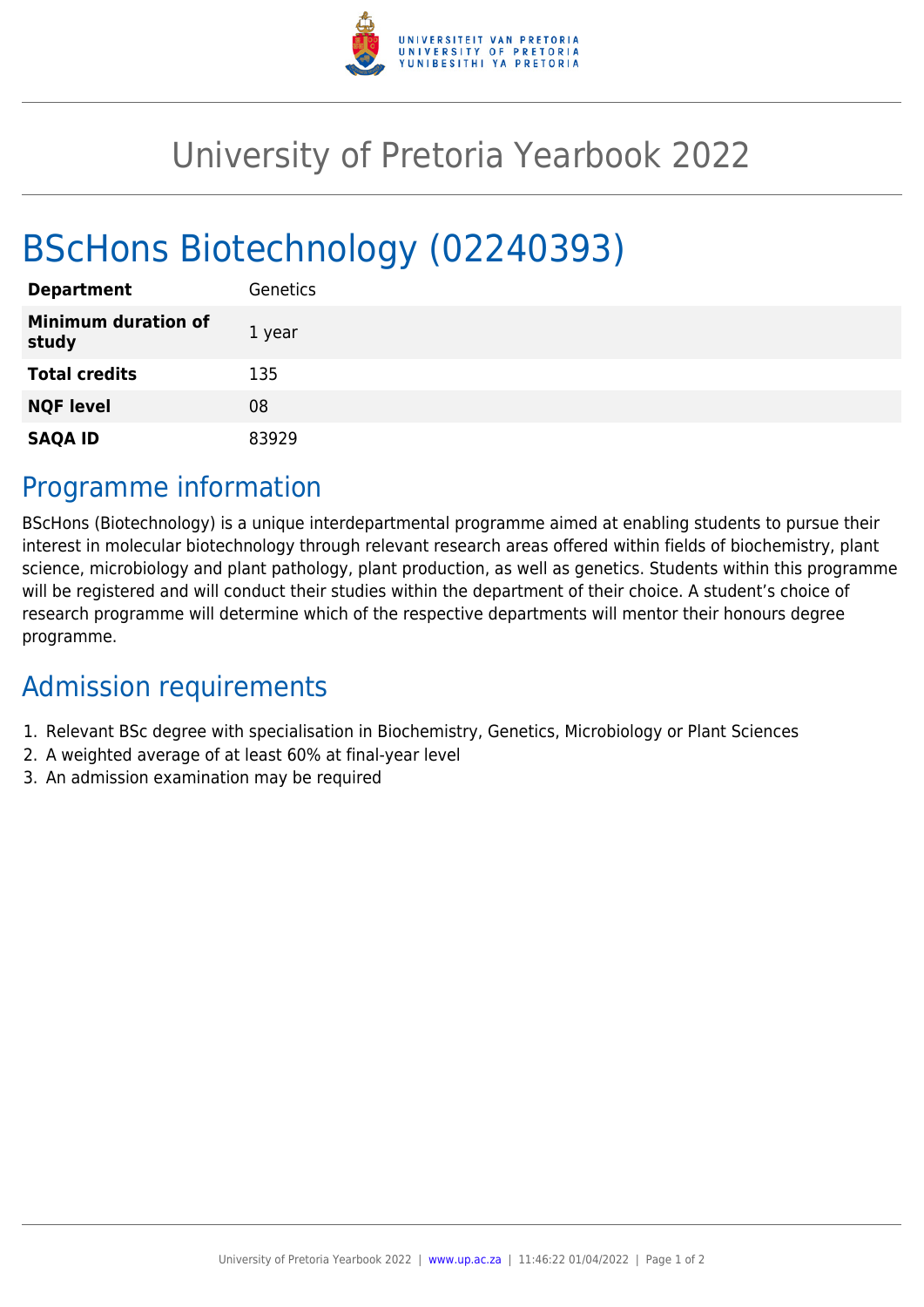# University of Pretoria Yearbook 2022

# BScHons Biotechnology (02240393)

| **Department** | Genetics |
|---|---|
| **Minimum duration of study** | 1 year |
| **Total credits** | 135 |
| **NQF level** | 08 |
| **SAQA ID** | 83929 |

## Programme information

BScHons (Biotechnology) is a unique interdepartmental programme aimed at enabling students to pursue their interest in molecular biotechnology through relevant research areas offered within fields of biochemistry, plant science, microbiology and plant pathology, plant production, as well as genetics. Students within this programme will be registered and will conduct their studies within the department of their choice. A student's choice of research programme will determine which of the respective departments will mentor their honours degree programme.

## Admission requirements

1. Relevant BSc degree with specialisation in Biochemistry, Genetics, Microbiology or Plant Sciences
2. A weighted average of at least 60% at final-year level
3. An admission examination may be required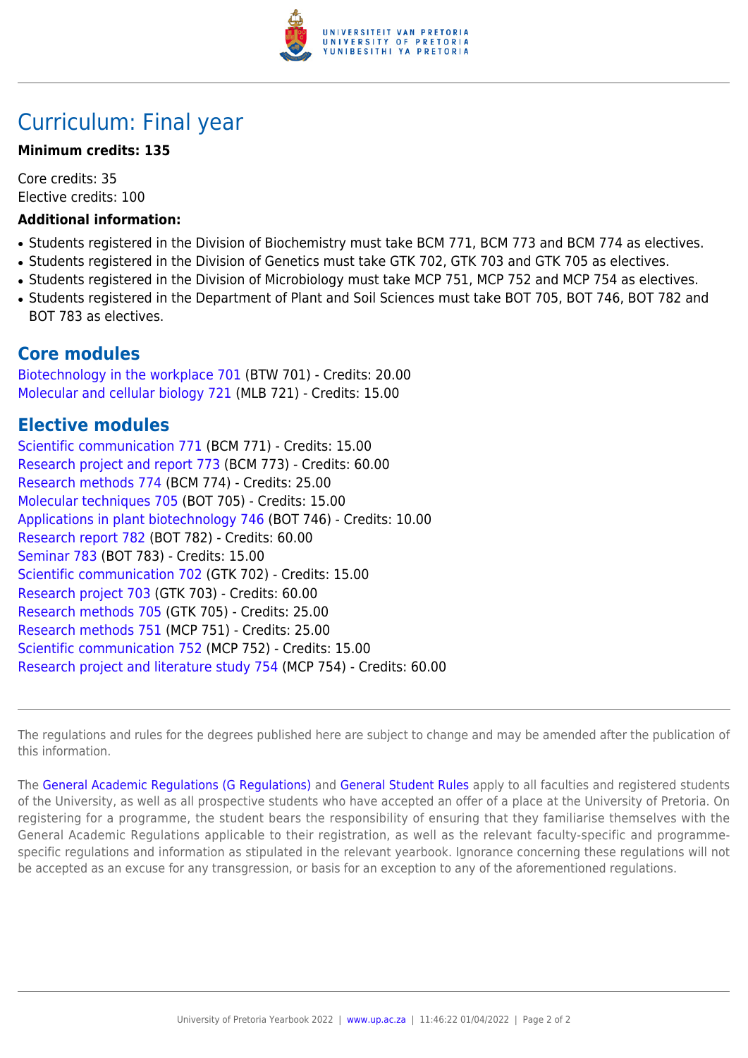# Curriculum: Final year

**Minimum credits: 135**

Core credits: 35
Elective credits: 100

**Additional information:**

- Students registered in the Division of Biochemistry must take BCM 771, BCM 773 and BCM 774 as electives.
- Students registered in the Division of Genetics must take GTK 702, GTK 703 and GTK 705 as electives.
- Students registered in the Division of Microbiology must take MCP 751, MCP 752 and MCP 754 as electives.
- Students registered in the Department of Plant and Soil Sciences must take BOT 705, BOT 746, BOT 782 and BOT 783 as electives.

## Core modules

Biotechnology in the workplace 701 (BTW 701) - Credits: 20.00
Molecular and cellular biology 721 (MLB 721) - Credits: 15.00

## Elective modules

Scientific communication 771 (BCM 771) - Credits: 15.00
Research project and report 773 (BCM 773) - Credits: 60.00
Research methods 774 (BCM 774) - Credits: 25.00
Molecular techniques 705 (BOT 705) - Credits: 15.00
Applications in plant biotechnology 746 (BOT 746) - Credits: 10.00
Research report 782 (BOT 782) - Credits: 60.00
Seminar 783 (BOT 783) - Credits: 15.00
Scientific communication 702 (GTK 702) - Credits: 15.00
Research project 703 (GTK 703) - Credits: 60.00
Research methods 705 (GTK 705) - Credits: 25.00
Research methods 751 (MCP 751) - Credits: 25.00
Scientific communication 752 (MCP 752) - Credits: 15.00
Research project and literature study 754 (MCP 754) - Credits: 60.00

---

The regulations and rules for the degrees published here are subject to change and may be amended after the publication of this information.

The General Academic Regulations (G Regulations) and General Student Rules apply to all faculties and registered students of the University, as well as all prospective students who have accepted an offer of a place at the University of Pretoria. On registering for a programme, the student bears the responsibility of ensuring that they familiarise themselves with the General Academic Regulations applicable to their registration, as well as the relevant faculty-specific and programme-specific regulations and information as stipulated in the relevant yearbook. Ignorance concerning these regulations will not be accepted as an excuse for any transgression, or basis for an exception to any of the aforementioned regulations.